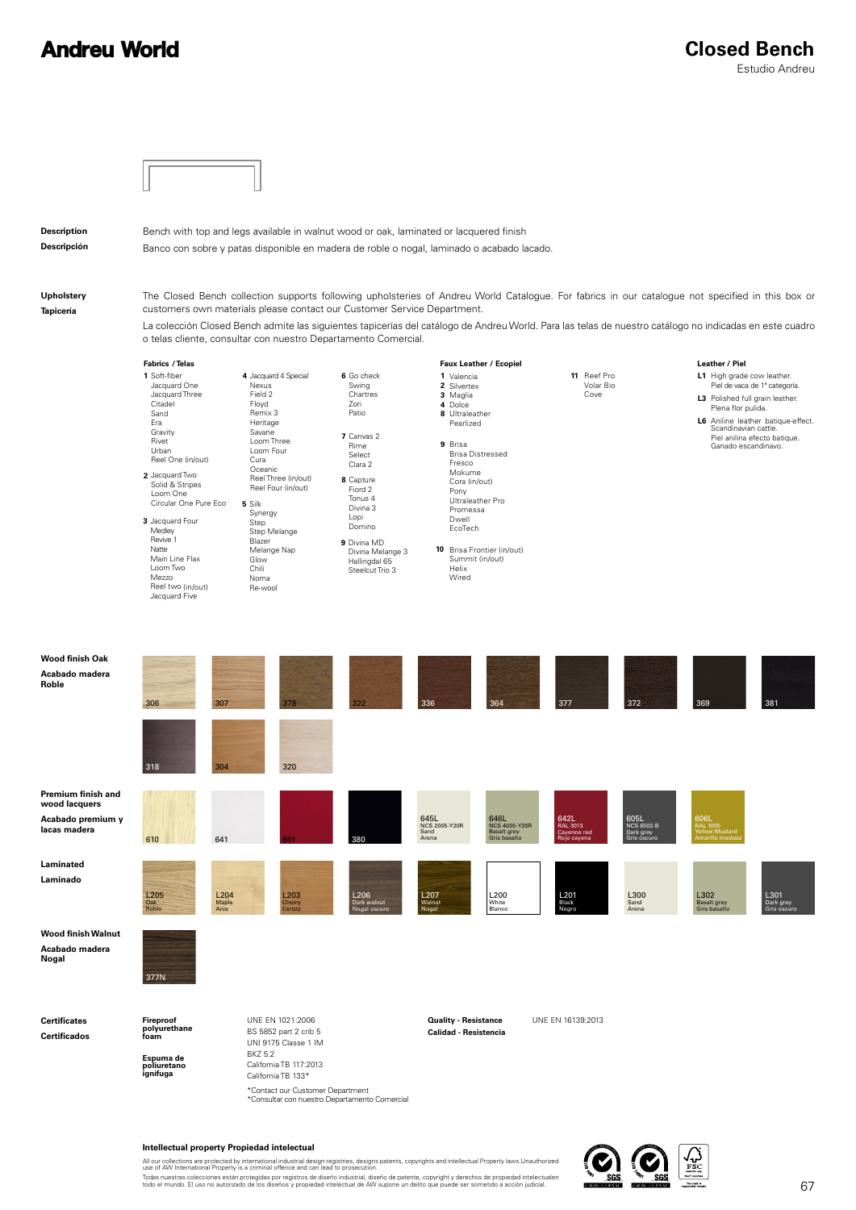# Andreu World

## Closed Bench

Estudio Andreu

**Description**
**Descripción**

Bench with top and legs available in walnut wood or oak, laminated or lacquered finish

Banco con sobre y patas disponible en madera de roble o nogal, laminado o acabado lacado.

**Upholstery**
**Tapicería**

The Closed Bench collection supports following upholsteries of Andreu World Catalogue. For fabrics in our catalogue not specified in this box or customers own materials please contact our Customer Service Department.

La colección Closed Bench admite las siguientes tapicerías del catálogo de Andreu World. Para las telas de nuestro catálogo no indicadas en este cuadro o telas cliente, consultar con nuestro Departamento Comercial.

**Fabrics / Telas**

**1** Soft-fiber
Jacquard One
Jacquard Three
Citadel
Sand
Era
Gravity
Rivet
Urban
Reel One (in/out)

**2** Jacquard Two
Solid & Stripes
Loom One
Circular One Pure Eco

**3** Jacquard Four
Medley
Revive 1
Natte
Main Line Flax
Loom Two
Mezzo
Reel two (in/out)
Jacquard Five

**4** Jacquard 4 Special
Nexus
Field 2
Floyd
Remix 3
Heritage
Savane
Loom Three
Loom Four
Cura
Oceanic
Reel Three (in/out)
Reel Four (in/out)

**5** Silk
Synergy
Step
Step Melange
Blazer
Melange Nap
Glow
Chili
Noma
Re-wool

**6** Go check
Swing
Chartres
Zori
Patio

**7** Canvas 2
Rime
Select
Clara 2

**8** Capture
Fiord 2
Tonus 4
Divina 3
Lopi
Domino

**9** Divina MD
Divina Melange 3
Hallingdal 65
Steelcut Trio 3

**Faux Leather / Ecopiel**

**1** Valencia
**2** Silvertex
**3** Maglia
**4** Dolce
**8** Ultraleather
Pearlized

**9** Brisa
Brisa Distressed
Fresco
Mokume
Cora (in/out)
Pony
Ultraleather Pro
Promessa
Dwell
EcoTech

**10** Brisa Frontier (in/out)
Summit (in/out)
Helix
Wired

**11** Reef Pro
Volar Bio
Cove

**Leather / Piel**

**L1** High grade cow leather.
Piel de vaca de 1ª categoría.

**L3** Polished full grain leather.
Plena flor pulida.

**L6** Aniline leather batique-effect. Scandinavian cattle.
Piel anilina efecto batique. Ganado escandinavo.

**Wood finish Oak**
**Acabado madera Roble**

306, 307, 378, 322, 336, 364, 377, 372, 369, 381, 318, 304, 320

**Premium finish and wood lacquers**
**Acabado premium y lacas madera**

610, 641, 661, 380, 645L NCS 2005-Y20R Sand Arena, 646L NCS 4005-Y20R Basalt grey Gris basalto, 642L RAL 3013 Cayenne red Rojo cayena, 605L NCS 6502-B Dark grey Gris oscuro, 606L RAL 1005 Yellow Mustard Amarillo mostaza

**Laminated**
**Laminado**

L205 Oak Roble, L204 Maple Arce, L203 Cherry Cerezo, L206 Dark walnut Nogal oscuro, L207 Walnut Nogal, L200 White Blanco, L201 Black Negro, L300 Sand Arena, L302 Basalt grey Gris basalto, L301 Dark grey Gris oscuro

**Wood finish Walnut**
**Acabado madera Nogal**

377N

**Certificates**
**Certificados**

**Fireproof polyurethane foam**
**Espuma de poliuretano ignífuga**

UNE EN 1021:2006
BS 5852 part 2 crib 5
UNI 9175 Classe 1 IM
BKZ 5.2
California TB 117:2013
California TB 133*

*Contact our Customer Department
*Consultar con nuestro Departamento Comercial

**Quality - Resistance**
**Calidad - Resistencia**

UNE EN 16139:2013

**Intellectual property Propiedad intelectual**

All our collections are protected by international industrial design registries, designs patents, copyrights and intellectual Property laws.Unauthorized use of AW International Property is a criminal offence and can lead to prosecution.

Todas nuestras colecciones están protegidas por registros de diseño industrial, diseño de patente, copyright y derechos de propiedad intelectuales todo el mundo. El uso no autorizado de los diseños y propiedad intelectual de AW supone un delito que puede ser sometido a acción judicial.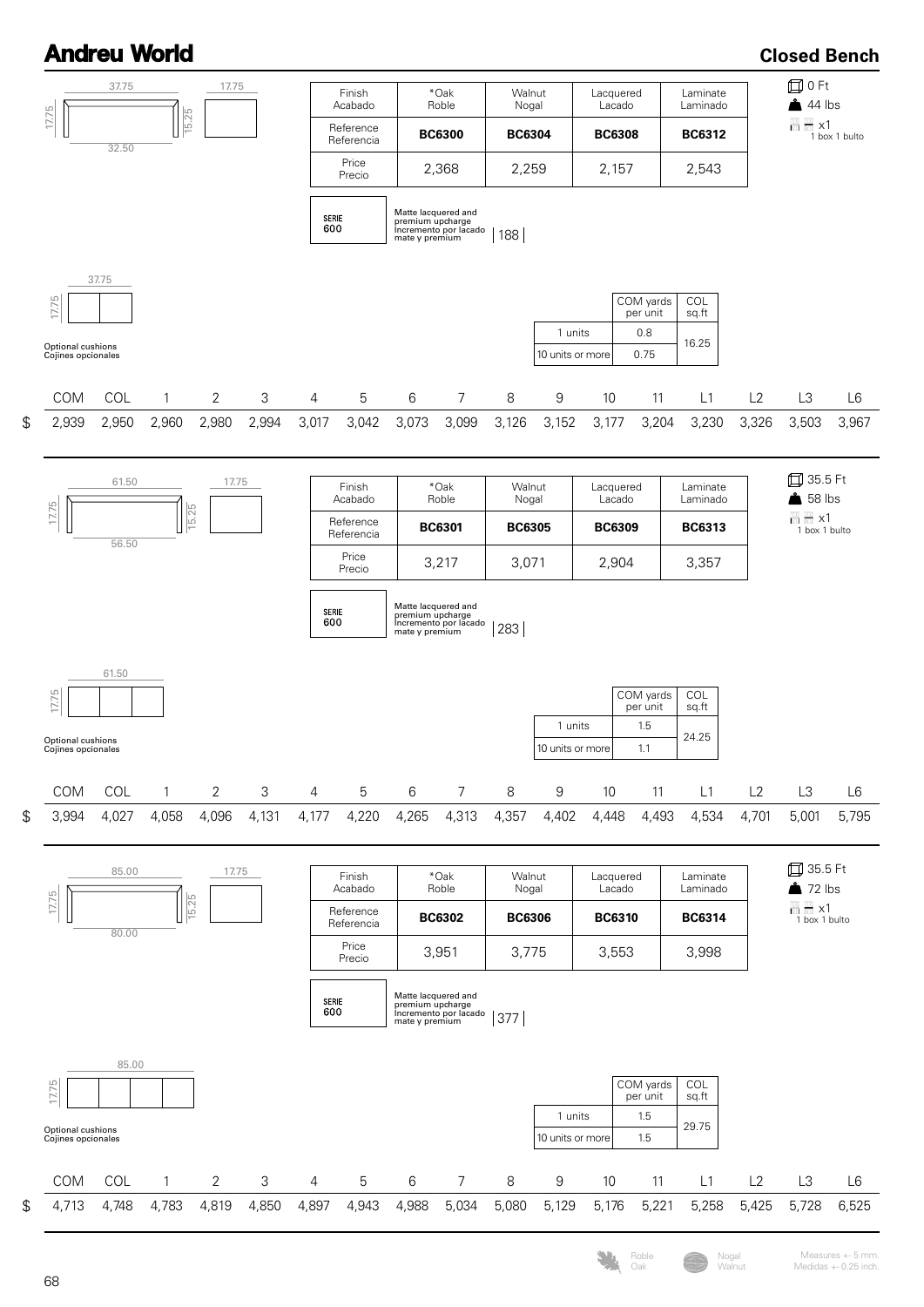# Andreu World

## Closed Bench

37.75 / 17.75 / 32.50 / 15.25 / 17.75

| Finish<br>Acabado | *Oak<br>Roble | Walnut<br>Nogal | Lacquered<br>Lacado | Laminate<br>Laminado |
|---|---|---|---|---|
| Reference<br>Referencia | **BC6300** | **BC6304** | **BC6308** | **BC6312** |
| Price<br>Precio | 2,368 | 2,259 | 2,157 | 2,543 |

0 Ft
44 lbs
x1 — 1 box 1 bulto

SERIE 600 — Matte lacquered and premium upcharge / Incremento por lacado mate y premium: 188

Optional cushions
Cojines opcionales

37.75 / 17.75

| | COM yards per unit | COL sq.ft |
|---|---|---|
| 1 units | 0.8 | 16.25 |
| 10 units or more | 0.75 | |

| | COM | COL | 1 | 2 | 3 | 4 | 5 | 6 | 7 | 8 | 9 | 10 | 11 | L1 | L2 | L3 | L6 |
|---|---|---|---|---|---|---|---|---|---|---|---|---|---|---|---|---|---|
| $ | 2,939 | 2,950 | 2,960 | 2,980 | 2,994 | 3,017 | 3,042 | 3,073 | 3,099 | 3,126 | 3,152 | 3,177 | 3,204 | 3,230 | 3,326 | 3,503 | 3,967 |

61.50 / 17.75 / 56.50 / 15.25 / 17.75

| Finish<br>Acabado | *Oak<br>Roble | Walnut<br>Nogal | Lacquered<br>Lacado | Laminate<br>Laminado |
|---|---|---|---|---|
| Reference<br>Referencia | **BC6301** | **BC6305** | **BC6309** | **BC6313** |
| Price<br>Precio | 3,217 | 3,071 | 2,904 | 3,357 |

35.5 Ft
58 lbs
x1 — 1 box 1 bulto

SERIE 600 — Matte lacquered and premium upcharge / Incremento por lacado mate y premium: 283

Optional cushions
Cojines opcionales

61.50 / 17.75

| | COM yards per unit | COL sq.ft |
|---|---|---|
| 1 units | 1.5 | 24.25 |
| 10 units or more | 1.1 | |

| | COM | COL | 1 | 2 | 3 | 4 | 5 | 6 | 7 | 8 | 9 | 10 | 11 | L1 | L2 | L3 | L6 |
|---|---|---|---|---|---|---|---|---|---|---|---|---|---|---|---|---|---|
| $ | 3,994 | 4,027 | 4,058 | 4,096 | 4,131 | 4,177 | 4,220 | 4,265 | 4,313 | 4,357 | 4,402 | 4,448 | 4,493 | 4,534 | 4,701 | 5,001 | 5,795 |

85.00 / 17.75 / 80.00 / 15.25 / 17.75

| Finish<br>Acabado | *Oak<br>Roble | Walnut<br>Nogal | Lacquered<br>Lacado | Laminate<br>Laminado |
|---|---|---|---|---|
| Reference<br>Referencia | **BC6302** | **BC6306** | **BC6310** | **BC6314** |
| Price<br>Precio | 3,951 | 3,775 | 3,553 | 3,998 |

35.5 Ft
72 lbs
x1 — 1 box 1 bulto

SERIE 600 — Matte lacquered and premium upcharge / Incremento por lacado mate y premium: 377

Optional cushions
Cojines opcionales

85.00 / 17.75

| | COM yards per unit | COL sq.ft |
|---|---|---|
| 1 units | 1.5 | 29.75 |
| 10 units or more | 1.5 | |

| | COM | COL | 1 | 2 | 3 | 4 | 5 | 6 | 7 | 8 | 9 | 10 | 11 | L1 | L2 | L3 | L6 |
|---|---|---|---|---|---|---|---|---|---|---|---|---|---|---|---|---|---|
| $ | 4,713 | 4,748 | 4,783 | 4,819 | 4,850 | 4,897 | 4,943 | 4,988 | 5,034 | 5,080 | 5,129 | 5,176 | 5,221 | 5,258 | 5,425 | 5,728 | 6,525 |

Roble / Oak — Nogal / Walnut

Measures +- 5 mm.
Medidas +- 0.25 inch.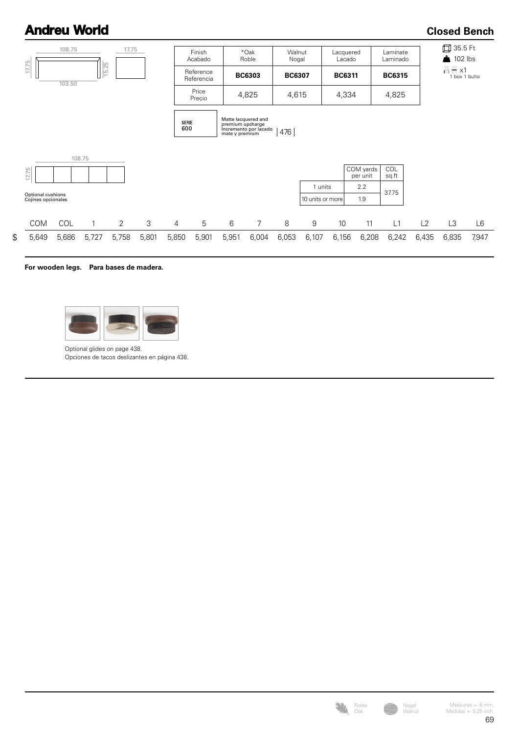# Andreu World

## Closed Bench

108.75
17.75
15.25
103.50
17.75

| Finish / Acabado | *Oak / Roble | Walnut / Nogal | Lacquered / Lacado | Laminate / Laminado |
|---|---|---|---|---|
| Reference / Referencia | **BC6303** | **BC6307** | **BC6311** | **BC6315** |
| Price / Precio | 4,825 | 4,615 | 4,334 | 4,825 |

35.5 Ft
102 lbs
x1
1 box 1 bulto

SERIE 600

Matte lacquered and premium upcharge
Incremento por lacado mate y premium | 476

108.75
17.75

Optional cushions
Cojines opcionales

| | COM yards per unit | COL sq.ft |
|---|---|---|
| 1 units | 2.2 | 37.75 |
| 10 units or more | 1.9 | |

| | COM | COL | 1 | 2 | 3 | 4 | 5 | 6 | 7 | 8 | 9 | 10 | 11 | L1 | L2 | L3 | L6 |
|---|---|---|---|---|---|---|---|---|---|---|---|---|---|---|---|---|---|
| $ | 5,649 | 5,686 | 5,727 | 5,758 | 5,801 | 5,850 | 5,901 | 5,951 | 6,004 | 6,053 | 6,107 | 6,156 | 6,208 | 6,242 | 6,435 | 6,835 | 7,947 |

**For wooden legs. Para bases de madera.**

Optional glides on page 438.
Opciones de tacos deslizantes en página 438.

Roble / Oak
Nogal / Walnut

Measures +- 5 mm.
Medidas +- 0.25 inch.